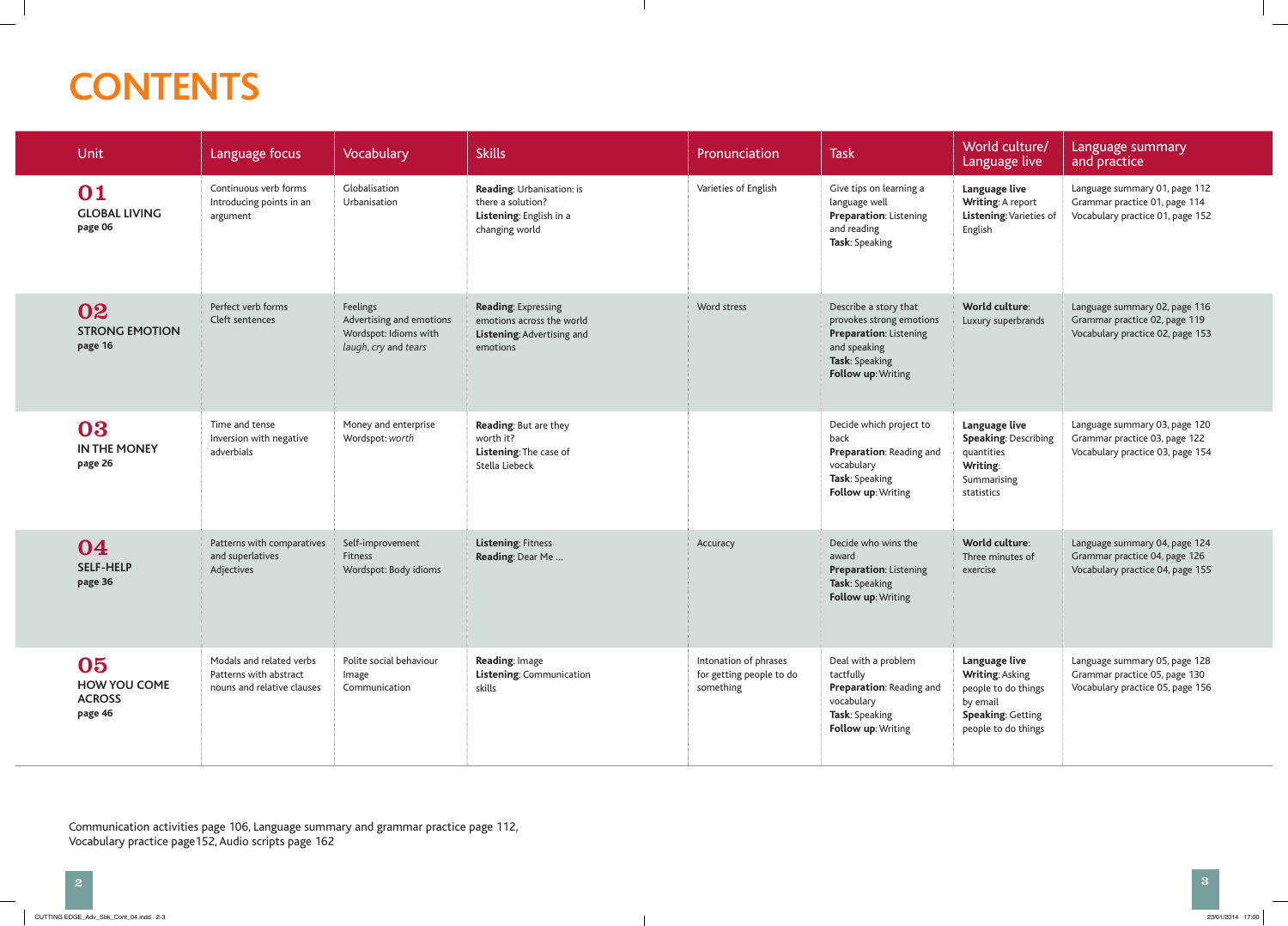# CONTENTS

| Unit | Language focus | Vocabulary | Skills | Pronunciation | Task | World culture/ Language live | Language summary and practice |
|---|---|---|---|---|---|---|---|
| **01** **GLOBAL LIVING** **page 06** | Continuous verb forms Introducing points in an argument | Globalisation Urbanisation | **Reading**: Urbanisation: is there a solution? **Listening**: English in a changing world | Varieties of English | Give tips on learning a language well **Preparation**: Listening and reading **Task**: Speaking | **Language live** **Writing**: A report **Listening**: Varieties of English | Language summary 01, page 112 Grammar practice 01, page 114 Vocabulary practice 01, page 152 |
| **02** **STRONG EMOTION** **page 16** | Perfect verb forms Cleft sentences | Feelings Advertising and emotions Wordspot: Idioms with *laugh*, *cry* and *tears* | **Reading**: Expressing emotions across the world **Listening**: Advertising and emotions | Word stress | Describe a story that provokes strong emotions **Preparation**: Listening and speaking **Task**: Speaking **Follow up**: Writing | **World culture**: Luxury superbrands | Language summary 02, page 116 Grammar practice 02, page 119 Vocabulary practice 02, page 153 |
| **03** **IN THE MONEY** **page 26** | Time and tense Inversion with negative adverbials | Money and enterprise Wordspot: *worth* | **Reading**: But are they worth it? **Listening**: The case of Stella Liebeck | | Decide which project to back **Preparation**: Reading and vocabulary **Task**: Speaking **Follow up**: Writing | **Language live** **Speaking**: Describing quantities **Writing**: Summarising statistics | Language summary 03, page 120 Grammar practice 03, page 122 Vocabulary practice 03, page 154 |
| **04** **SELF-HELP** **page 36** | Patterns with comparatives and superlatives Adjectives | Self-improvement Fitness Wordspot: Body idioms | **Listening**: Fitness **Reading**: Dear Me ... | Accuracy | Decide who wins the award **Preparation**: Listening **Task**: Speaking **Follow up**: Writing | **World culture**: Three minutes of exercise | Language summary 04, page 124 Grammar practice 04, page 126 Vocabulary practice 04, page 155 |
| **05** **HOW YOU COME ACROSS** **page 46** | Modals and related verbs Patterns with abstract nouns and relative clauses | Polite social behaviour Image Communication | **Reading**: Image **Listening**: Communication skills | Intonation of phrases for getting people to do something | Deal with a problem tactfully **Preparation**: Reading and vocabulary **Task**: Speaking **Follow up**: Writing | **Language live** **Writing**: Asking people to do things by email **Speaking**: Getting people to do things | Language summary 05, page 128 Grammar practice 05, page 130 Vocabulary practice 05, page 156 |

Communication activities page 106, Language summary and grammar practice page 112, Vocabulary practice page152, Audio scripts page 162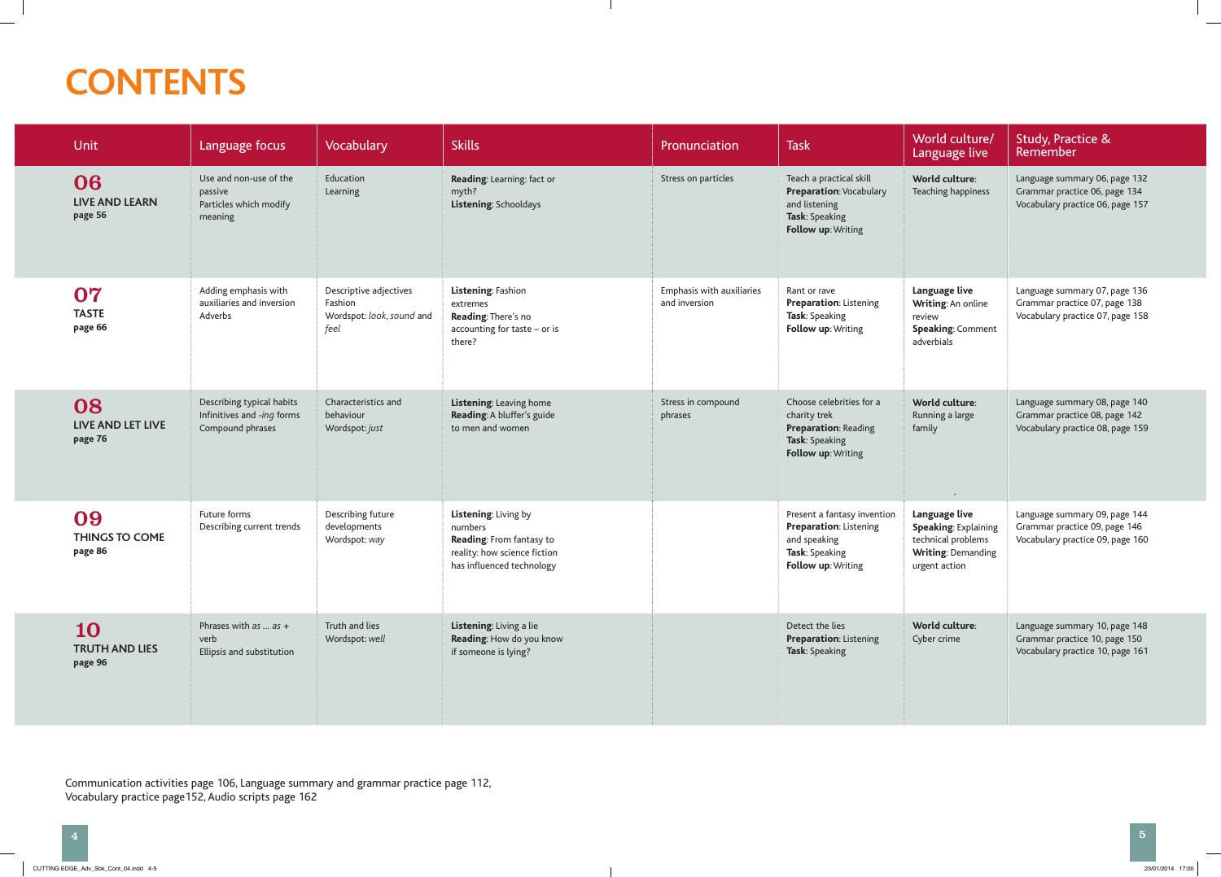# CONTENTS

| Unit | Language focus | Vocabulary | Skills | Pronunciation | Task | World culture/ Language live | Study, Practice & Remember |
|---|---|---|---|---|---|---|---|
| **06** **LIVE AND LEARN** **page 56** | Use and non-use of the passive<br>Particles which modify meaning | Education<br>Learning | **Reading**: Learning: fact or myth?<br>**Listening**: Schooldays | Stress on particles | Teach a practical skill<br>**Preparation**: Vocabulary and listening<br>**Task**: Speaking<br>**Follow up**: Writing | **World culture**: Teaching happiness | Language summary 06, page 132<br>Grammar practice 06, page 134<br>Vocabulary practice 06, page 157 |
| **07** **TASTE** **page 66** | Adding emphasis with auxiliaries and inversion<br>Adverbs | Descriptive adjectives<br>Fashion<br>Wordspot: *look*, *sound* and *feel* | **Listening**: Fashion extremes<br>**Reading**: There's no accounting for taste – or is there? | Emphasis with auxiliaries and inversion | Rant or rave<br>**Preparation**: Listening<br>**Task**: Speaking<br>**Follow up**: Writing | **Language live**<br>**Writing**: An online review<br>**Speaking**: Comment adverbials | Language summary 07, page 136<br>Grammar practice 07, page 138<br>Vocabulary practice 07, page 158 |
| **08** **LIVE AND LET LIVE** **page 76** | Describing typical habits<br>Infinitives and *-ing* forms<br>Compound phrases | Characteristics and behaviour<br>Wordspot: *just* | **Listening**: Leaving home<br>**Reading**: A bluffer's guide to men and women | Stress in compound phrases | Choose celebrities for a charity trek<br>**Preparation**: Reading<br>**Task**: Speaking<br>**Follow up**: Writing | **World culture**: Running a large family | Language summary 08, page 140<br>Grammar practice 08, page 142<br>Vocabulary practice 08, page 159 |
| **09** **THINGS TO COME** **page 86** | Future forms<br>Describing current trends | Describing future developments<br>Wordspot: *way* | **Listening**: Living by numbers<br>**Reading**: From fantasy to reality: how science fiction has influenced technology | | Present a fantasy invention<br>**Preparation**: Listening and speaking<br>**Task**: Speaking<br>**Follow up**: Writing | **Language live**<br>**Speaking**: Explaining technical problems<br>**Writing**: Demanding urgent action | Language summary 09, page 144<br>Grammar practice 09, page 146<br>Vocabulary practice 09, page 160 |
| **10** **TRUTH AND LIES** **page 96** | Phrases with *as … as* + verb<br>Ellipsis and substitution | Truth and lies<br>Wordspot: *well* | **Listening**: Living a lie<br>**Reading**: How do you know if someone is lying? | | Detect the lies<br>**Preparation**: Listening<br>**Task**: Speaking | **World culture**: Cyber crime | Language summary 10, page 148<br>Grammar practice 10, page 150<br>Vocabulary practice 10, page 161 |

Communication activities page 106, Language summary and grammar practice page 112, Vocabulary practice page152, Audio scripts page 162